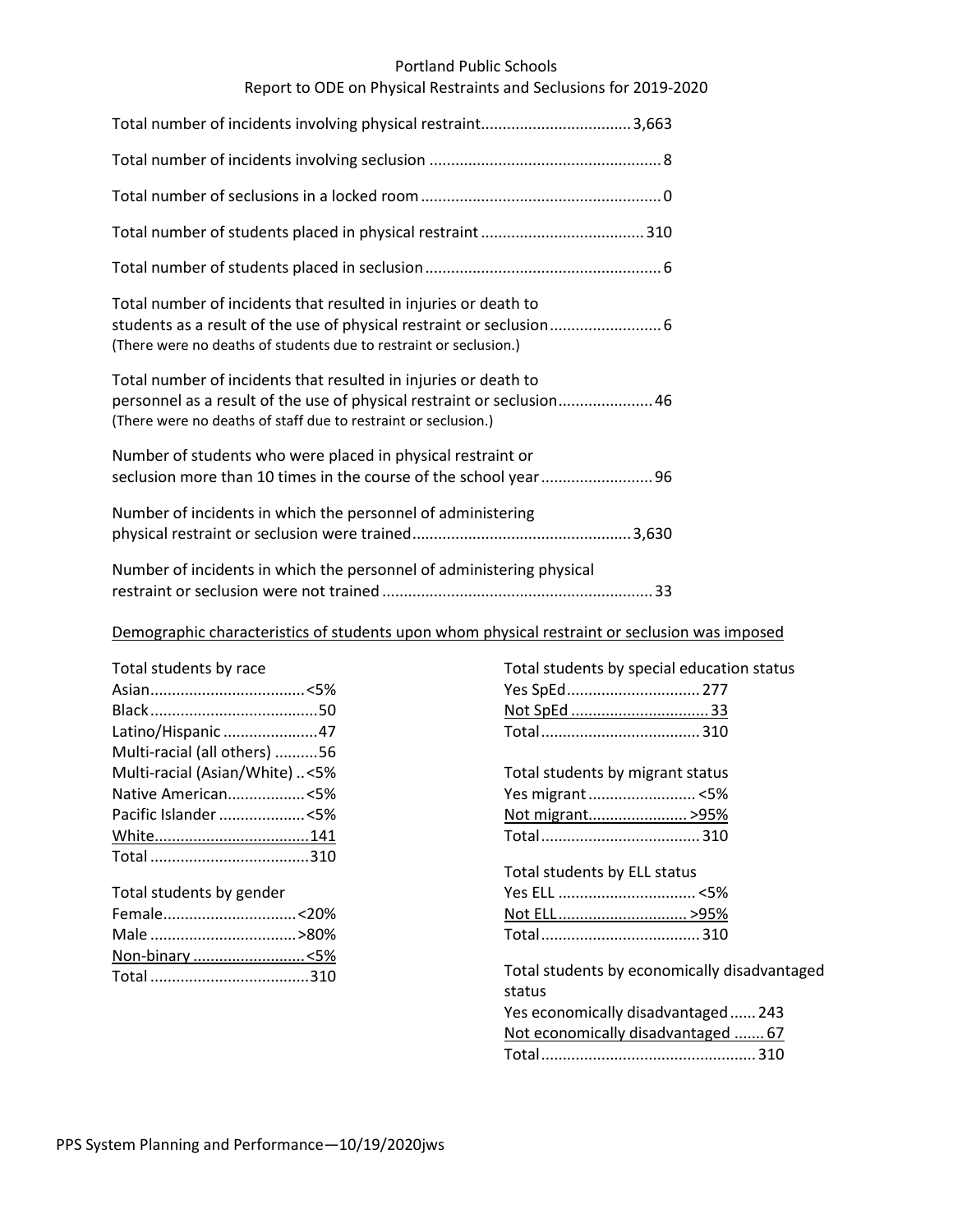# Portland Public Schools

## Report to ODE on Physical Restraints and Seclusions for 2019-2020

| Item | Count |
|---|---|
| Total number of incidents involving physical restraint | 3,663 |
| Total number of incidents involving seclusion | 8 |
| Total number of seclusions in a locked room | 0 |
| Total number of students placed in physical restraint | 310 |
| Total number of students placed in seclusion | 6 |
| Total number of incidents that resulted in injuries or death to students as a result of the use of physical restraint or seclusion (There were no deaths of students due to restraint or seclusion.) | 6 |
| Total number of incidents that resulted in injuries or death to personnel as a result of the use of physical restraint or seclusion (There were no deaths of staff due to restraint or seclusion.) | 46 |
| Number of students who were placed in physical restraint or seclusion more than 10 times in the course of the school year | 96 |
| Number of incidents in which the personnel of administering physical restraint or seclusion were trained | 3,630 |
| Number of incidents in which the personnel of administering physical restraint or seclusion were not trained | 33 |

### Demographic characteristics of students upon whom physical restraint or seclusion was imposed

**Total students by race**

| Race | Count |
|---|---|
| Asian | <5% |
| Black | 50 |
| Latino/Hispanic | 47 |
| Multi-racial (all others) | 56 |
| Multi-racial (Asian/White) | <5% |
| Native American | <5% |
| Pacific Islander | <5% |
| White | 141 |
| Total | 310 |

**Total students by gender**

| Gender | Count |
|---|---|
| Female | <20% |
| Male | >80% |
| Non-binary | <5% |
| Total | 310 |

**Total students by special education status**

| Status | Count |
|---|---|
| Yes SpEd | 277 |
| Not SpEd | 33 |
| Total | 310 |

**Total students by migrant status**

| Status | Count |
|---|---|
| Yes migrant | <5% |
| Not migrant | >95% |
| Total | 310 |

**Total students by ELL status**

| Status | Count |
|---|---|
| Yes ELL | <5% |
| Not ELL | >95% |
| Total | 310 |

**Total students by economically disadvantaged status**

| Status | Count |
|---|---|
| Yes economically disadvantaged | 243 |
| Not economically disadvantaged | 67 |
| Total | 310 |

PPS System Planning and Performance—10/19/2020jws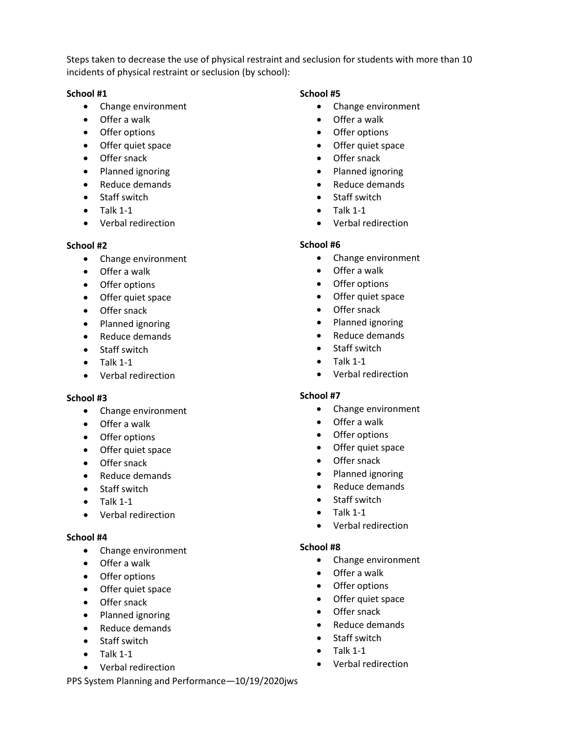Steps taken to decrease the use of physical restraint and seclusion for students with more than 10 incidents of physical restraint or seclusion (by school):

**School #1**

- Change environment
- Offer a walk
- Offer options
- Offer quiet space
- Offer snack
- Planned ignoring
- Reduce demands
- Staff switch
- Talk 1-1
- Verbal redirection

**School #2**

- Change environment
- Offer a walk
- Offer options
- Offer quiet space
- Offer snack
- Planned ignoring
- Reduce demands
- Staff switch
- Talk 1-1
- Verbal redirection

**School #3**

- Change environment
- Offer a walk
- Offer options
- Offer quiet space
- Offer snack
- Reduce demands
- Staff switch
- Talk 1-1
- Verbal redirection

**School #4**

- Change environment
- Offer a walk
- Offer options
- Offer quiet space
- Offer snack
- Planned ignoring
- Reduce demands
- Staff switch
- Talk 1-1
- Verbal redirection

**School #5**

- Change environment
- Offer a walk
- Offer options
- Offer quiet space
- Offer snack
- Planned ignoring
- Reduce demands
- Staff switch
- Talk 1-1
- Verbal redirection

**School #6**

- Change environment
- Offer a walk
- Offer options
- Offer quiet space
- Offer snack
- Planned ignoring
- Reduce demands
- Staff switch
- Talk 1-1
- Verbal redirection

**School #7**

- Change environment
- Offer a walk
- Offer options
- Offer quiet space
- Offer snack
- Planned ignoring
- Reduce demands
- Staff switch
- Talk 1-1
- Verbal redirection

**School #8**

- Change environment
- Offer a walk
- Offer options
- Offer quiet space
- Offer snack
- Reduce demands
- Staff switch
- Talk 1-1
- Verbal redirection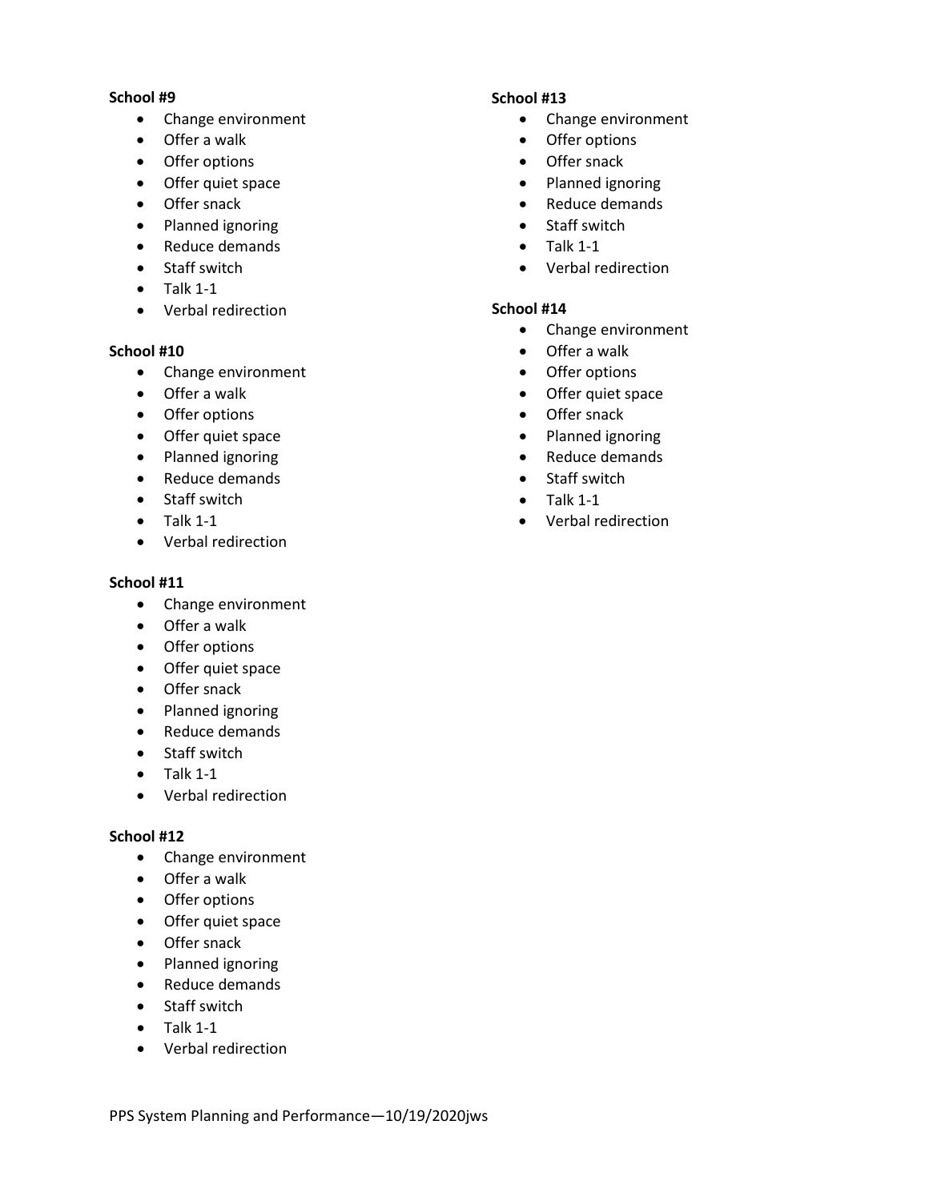**School #9**

- Change environment
- Offer a walk
- Offer options
- Offer quiet space
- Offer snack
- Planned ignoring
- Reduce demands
- Staff switch
- Talk 1-1
- Verbal redirection

**School #10**

- Change environment
- Offer a walk
- Offer options
- Offer quiet space
- Planned ignoring
- Reduce demands
- Staff switch
- Talk 1-1
- Verbal redirection

**School #11**

- Change environment
- Offer a walk
- Offer options
- Offer quiet space
- Offer snack
- Planned ignoring
- Reduce demands
- Staff switch
- Talk 1-1
- Verbal redirection

**School #12**

- Change environment
- Offer a walk
- Offer options
- Offer quiet space
- Offer snack
- Planned ignoring
- Reduce demands
- Staff switch
- Talk 1-1
- Verbal redirection

**School #13**

- Change environment
- Offer options
- Offer snack
- Planned ignoring
- Reduce demands
- Staff switch
- Talk 1-1
- Verbal redirection

**School #14**

- Change environment
- Offer a walk
- Offer options
- Offer quiet space
- Offer snack
- Planned ignoring
- Reduce demands
- Staff switch
- Talk 1-1
- Verbal redirection

PPS System Planning and Performance—10/19/2020jws